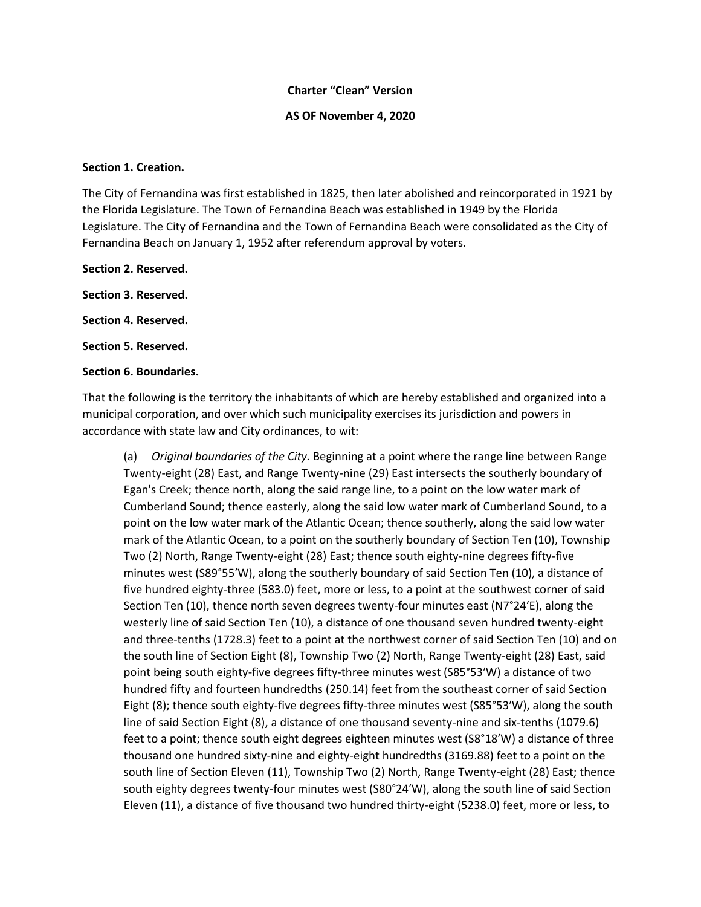**Charter "Clean" Version**

**AS OF November 4, 2020**

**Section 1. Creation.**

The City of Fernandina was first established in 1825, then later abolished and reincorporated in 1921 by the Florida Legislature. The Town of Fernandina Beach was established in 1949 by the Florida Legislature. The City of Fernandina and the Town of Fernandina Beach were consolidated as the City of Fernandina Beach on January 1, 1952 after referendum approval by voters.

**Section 2. Reserved.**

**Section 3. Reserved.**

**Section 4. Reserved.**

**Section 5. Reserved.**

**Section 6. Boundaries.**

That the following is the territory the inhabitants of which are hereby established and organized into a municipal corporation, and over which such municipality exercises its jurisdiction and powers in accordance with state law and City ordinances, to wit:

(a) *Original boundaries of the City.* Beginning at a point where the range line between Range Twenty-eight (28) East, and Range Twenty-nine (29) East intersects the southerly boundary of Egan's Creek; thence north, along the said range line, to a point on the low water mark of Cumberland Sound; thence easterly, along the said low water mark of Cumberland Sound, to a point on the low water mark of the Atlantic Ocean; thence southerly, along the said low water mark of the Atlantic Ocean, to a point on the southerly boundary of Section Ten (10), Township Two (2) North, Range Twenty-eight (28) East; thence south eighty-nine degrees fifty-five minutes west (S89°55'W), along the southerly boundary of said Section Ten (10), a distance of five hundred eighty-three (583.0) feet, more or less, to a point at the southwest corner of said Section Ten (10), thence north seven degrees twenty-four minutes east (N7°24'E), along the westerly line of said Section Ten (10), a distance of one thousand seven hundred twenty-eight and three-tenths (1728.3) feet to a point at the northwest corner of said Section Ten (10) and on the south line of Section Eight (8), Township Two (2) North, Range Twenty-eight (28) East, said point being south eighty-five degrees fifty-three minutes west (S85°53'W) a distance of two hundred fifty and fourteen hundredths (250.14) feet from the southeast corner of said Section Eight (8); thence south eighty-five degrees fifty-three minutes west (S85°53'W), along the south line of said Section Eight (8), a distance of one thousand seventy-nine and six-tenths (1079.6) feet to a point; thence south eight degrees eighteen minutes west (S8°18'W) a distance of three thousand one hundred sixty-nine and eighty-eight hundredths (3169.88) feet to a point on the south line of Section Eleven (11), Township Two (2) North, Range Twenty-eight (28) East; thence south eighty degrees twenty-four minutes west (S80°24'W), along the south line of said Section Eleven (11), a distance of five thousand two hundred thirty-eight (5238.0) feet, more or less, to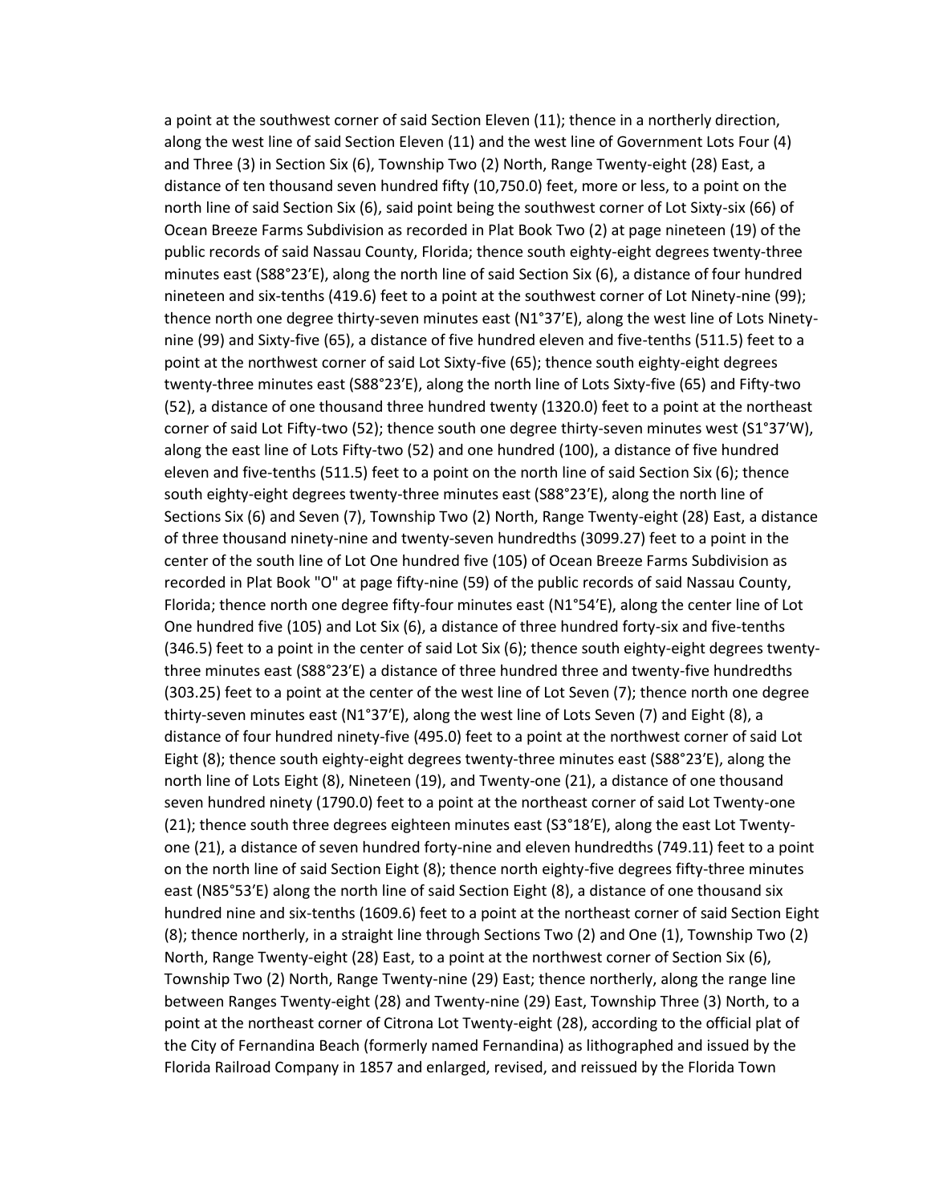a point at the southwest corner of said Section Eleven (11); thence in a northerly direction, along the west line of said Section Eleven (11) and the west line of Government Lots Four (4) and Three (3) in Section Six (6), Township Two (2) North, Range Twenty-eight (28) East, a distance of ten thousand seven hundred fifty (10,750.0) feet, more or less, to a point on the north line of said Section Six (6), said point being the southwest corner of Lot Sixty-six (66) of Ocean Breeze Farms Subdivision as recorded in Plat Book Two (2) at page nineteen (19) of the public records of said Nassau County, Florida; thence south eighty-eight degrees twenty-three minutes east (S88°23'E), along the north line of said Section Six (6), a distance of four hundred nineteen and six-tenths (419.6) feet to a point at the southwest corner of Lot Ninety-nine (99); thence north one degree thirty-seven minutes east (N1°37'E), along the west line of Lots Ninety-nine (99) and Sixty-five (65), a distance of five hundred eleven and five-tenths (511.5) feet to a point at the northwest corner of said Lot Sixty-five (65); thence south eighty-eight degrees twenty-three minutes east (S88°23'E), along the north line of Lots Sixty-five (65) and Fifty-two (52), a distance of one thousand three hundred twenty (1320.0) feet to a point at the northeast corner of said Lot Fifty-two (52); thence south one degree thirty-seven minutes west (S1°37'W), along the east line of Lots Fifty-two (52) and one hundred (100), a distance of five hundred eleven and five-tenths (511.5) feet to a point on the north line of said Section Six (6); thence south eighty-eight degrees twenty-three minutes east (S88°23'E), along the north line of Sections Six (6) and Seven (7), Township Two (2) North, Range Twenty-eight (28) East, a distance of three thousand ninety-nine and twenty-seven hundredths (3099.27) feet to a point in the center of the south line of Lot One hundred five (105) of Ocean Breeze Farms Subdivision as recorded in Plat Book "O" at page fifty-nine (59) of the public records of said Nassau County, Florida; thence north one degree fifty-four minutes east (N1°54'E), along the center line of Lot One hundred five (105) and Lot Six (6), a distance of three hundred forty-six and five-tenths (346.5) feet to a point in the center of said Lot Six (6); thence south eighty-eight degrees twenty-three minutes east (S88°23'E) a distance of three hundred three and twenty-five hundredths (303.25) feet to a point at the center of the west line of Lot Seven (7); thence north one degree thirty-seven minutes east (N1°37'E), along the west line of Lots Seven (7) and Eight (8), a distance of four hundred ninety-five (495.0) feet to a point at the northwest corner of said Lot Eight (8); thence south eighty-eight degrees twenty-three minutes east (S88°23'E), along the north line of Lots Eight (8), Nineteen (19), and Twenty-one (21), a distance of one thousand seven hundred ninety (1790.0) feet to a point at the northeast corner of said Lot Twenty-one (21); thence south three degrees eighteen minutes east (S3°18'E), along the east Lot Twenty-one (21), a distance of seven hundred forty-nine and eleven hundredths (749.11) feet to a point on the north line of said Section Eight (8); thence north eighty-five degrees fifty-three minutes east (N85°53'E) along the north line of said Section Eight (8), a distance of one thousand six hundred nine and six-tenths (1609.6) feet to a point at the northeast corner of said Section Eight (8); thence northerly, in a straight line through Sections Two (2) and One (1), Township Two (2) North, Range Twenty-eight (28) East, to a point at the northwest corner of Section Six (6), Township Two (2) North, Range Twenty-nine (29) East; thence northerly, along the range line between Ranges Twenty-eight (28) and Twenty-nine (29) East, Township Three (3) North, to a point at the northeast corner of Citrona Lot Twenty-eight (28), according to the official plat of the City of Fernandina Beach (formerly named Fernandina) as lithographed and issued by the Florida Railroad Company in 1857 and enlarged, revised, and reissued by the Florida Town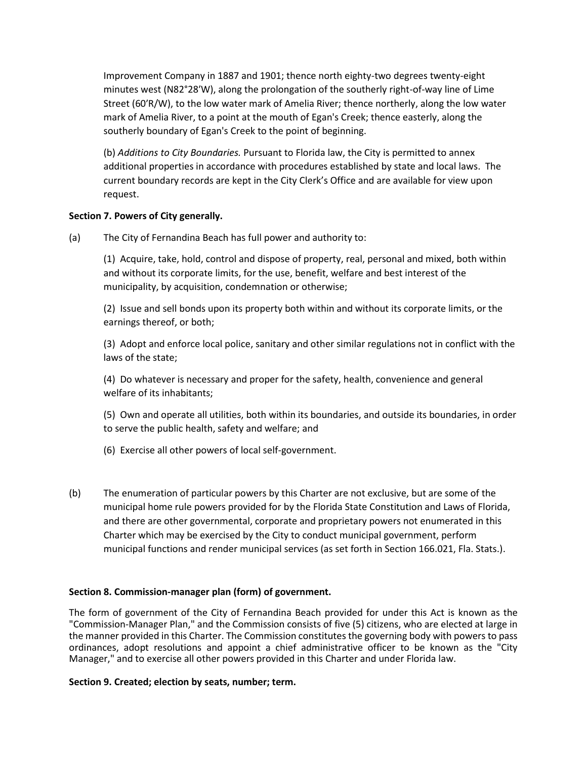Improvement Company in 1887 and 1901; thence north eighty-two degrees twenty-eight minutes west (N82°28'W), along the prolongation of the southerly right-of-way line of Lime Street (60'R/W), to the low water mark of Amelia River; thence northerly, along the low water mark of Amelia River, to a point at the mouth of Egan's Creek; thence easterly, along the southerly boundary of Egan's Creek to the point of beginning.

(b) *Additions to City Boundaries.* Pursuant to Florida law, the City is permitted to annex additional properties in accordance with procedures established by state and local laws. The current boundary records are kept in the City Clerk's Office and are available for view upon request.

**Section 7. Powers of City generally.**

(a) The City of Fernandina Beach has full power and authority to:

(1) Acquire, take, hold, control and dispose of property, real, personal and mixed, both within and without its corporate limits, for the use, benefit, welfare and best interest of the municipality, by acquisition, condemnation or otherwise;

(2) Issue and sell bonds upon its property both within and without its corporate limits, or the earnings thereof, or both;

(3) Adopt and enforce local police, sanitary and other similar regulations not in conflict with the laws of the state;

(4) Do whatever is necessary and proper for the safety, health, convenience and general welfare of its inhabitants;

(5) Own and operate all utilities, both within its boundaries, and outside its boundaries, in order to serve the public health, safety and welfare; and

(6) Exercise all other powers of local self-government.

(b) The enumeration of particular powers by this Charter are not exclusive, but are some of the municipal home rule powers provided for by the Florida State Constitution and Laws of Florida, and there are other governmental, corporate and proprietary powers not enumerated in this Charter which may be exercised by the City to conduct municipal government, perform municipal functions and render municipal services (as set forth in Section 166.021, Fla. Stats.).

**Section 8. Commission-manager plan (form) of government.**

The form of government of the City of Fernandina Beach provided for under this Act is known as the "Commission-Manager Plan," and the Commission consists of five (5) citizens, who are elected at large in the manner provided in this Charter. The Commission constitutes the governing body with powers to pass ordinances, adopt resolutions and appoint a chief administrative officer to be known as the "City Manager," and to exercise all other powers provided in this Charter and under Florida law.

**Section 9. Created; election by seats, number; term.**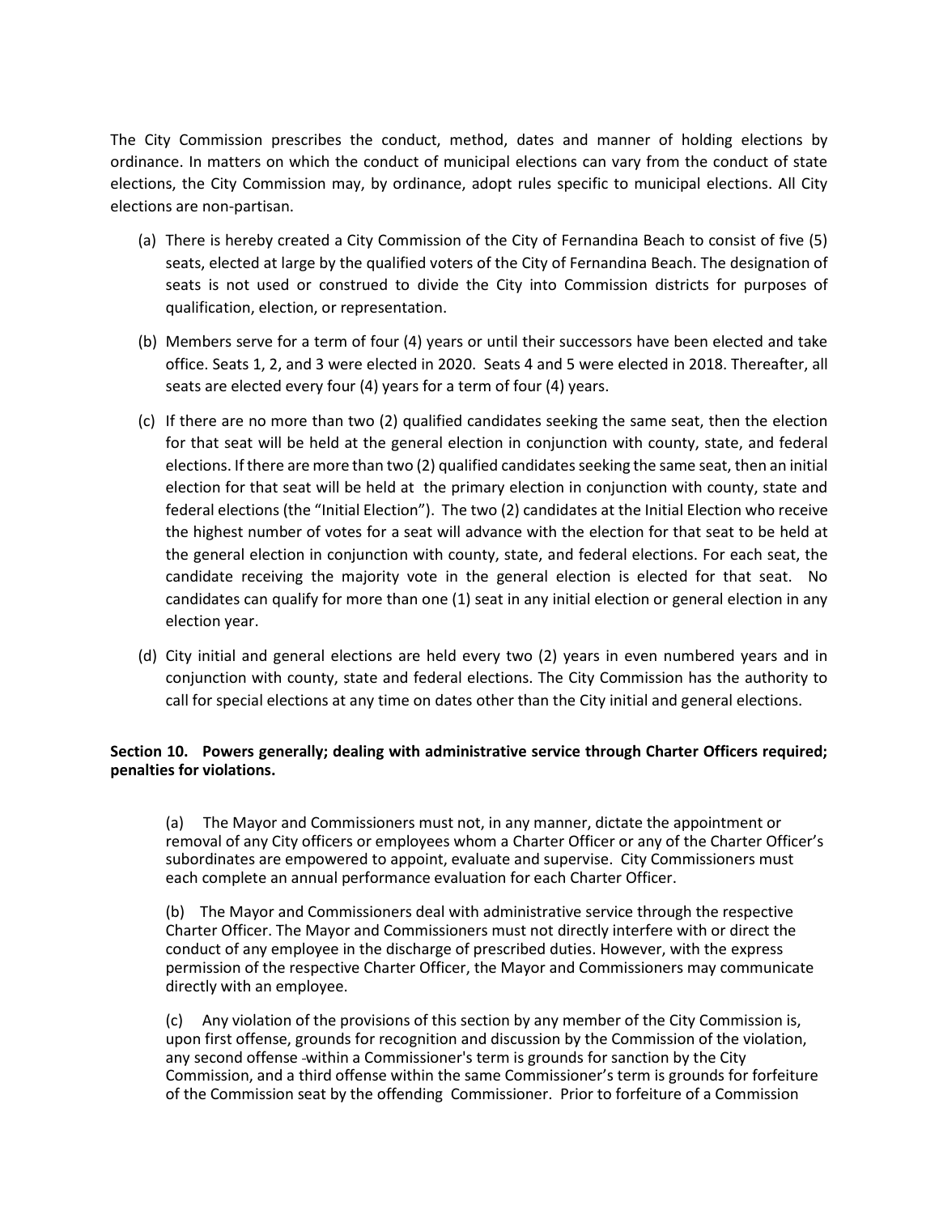The City Commission prescribes the conduct, method, dates and manner of holding elections by ordinance. In matters on which the conduct of municipal elections can vary from the conduct of state elections, the City Commission may, by ordinance, adopt rules specific to municipal elections. All City elections are non-partisan.

(a) There is hereby created a City Commission of the City of Fernandina Beach to consist of five (5) seats, elected at large by the qualified voters of the City of Fernandina Beach. The designation of seats is not used or construed to divide the City into Commission districts for purposes of qualification, election, or representation.

(b) Members serve for a term of four (4) years or until their successors have been elected and take office. Seats 1, 2, and 3 were elected in 2020. Seats 4 and 5 were elected in 2018. Thereafter, all seats are elected every four (4) years for a term of four (4) years.

(c) If there are no more than two (2) qualified candidates seeking the same seat, then the election for that seat will be held at the general election in conjunction with county, state, and federal elections. If there are more than two (2) qualified candidates seeking the same seat, then an initial election for that seat will be held at the primary election in conjunction with county, state and federal elections (the "Initial Election"). The two (2) candidates at the Initial Election who receive the highest number of votes for a seat will advance with the election for that seat to be held at the general election in conjunction with county, state, and federal elections. For each seat, the candidate receiving the majority vote in the general election is elected for that seat. No candidates can qualify for more than one (1) seat in any initial election or general election in any election year.

(d) City initial and general elections are held every two (2) years in even numbered years and in conjunction with county, state and federal elections. The City Commission has the authority to call for special elections at any time on dates other than the City initial and general elections.

**Section 10. Powers generally; dealing with administrative service through Charter Officers required; penalties for violations.**

(a) The Mayor and Commissioners must not, in any manner, dictate the appointment or removal of any City officers or employees whom a Charter Officer or any of the Charter Officer's subordinates are empowered to appoint, evaluate and supervise. City Commissioners must each complete an annual performance evaluation for each Charter Officer.

(b) The Mayor and Commissioners deal with administrative service through the respective Charter Officer. The Mayor and Commissioners must not directly interfere with or direct the conduct of any employee in the discharge of prescribed duties. However, with the express permission of the respective Charter Officer, the Mayor and Commissioners may communicate directly with an employee.

(c) Any violation of the provisions of this section by any member of the City Commission is, upon first offense, grounds for recognition and discussion by the Commission of the violation, any second offense within a Commissioner's term is grounds for sanction by the City Commission, and a third offense within the same Commissioner's term is grounds for forfeiture of the Commission seat by the offending Commissioner. Prior to forfeiture of a Commission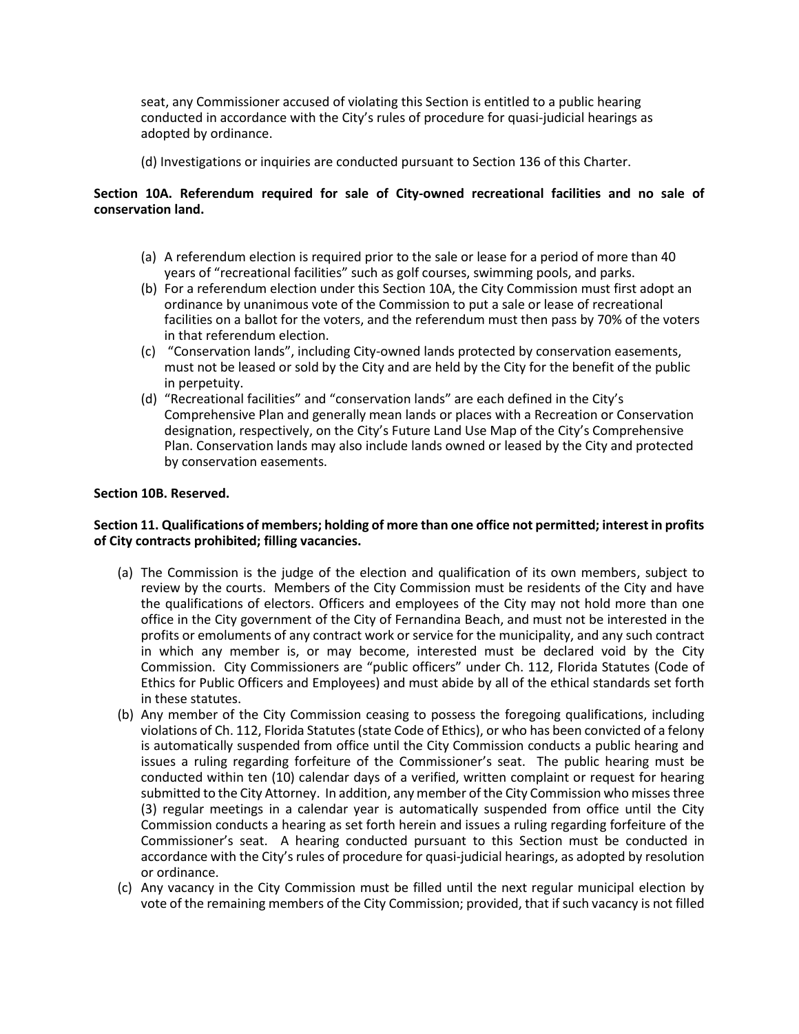seat, any Commissioner accused of violating this Section is entitled to a public hearing conducted in accordance with the City's rules of procedure for quasi-judicial hearings as adopted by ordinance.

(d) Investigations or inquiries are conducted pursuant to Section 136 of this Charter.

**Section 10A. Referendum required for sale of City-owned recreational facilities and no sale of conservation land.**

(a) A referendum election is required prior to the sale or lease for a period of more than 40 years of "recreational facilities" such as golf courses, swimming pools, and parks.

(b) For a referendum election under this Section 10A, the City Commission must first adopt an ordinance by unanimous vote of the Commission to put a sale or lease of recreational facilities on a ballot for the voters, and the referendum must then pass by 70% of the voters in that referendum election.

(c) "Conservation lands", including City-owned lands protected by conservation easements, must not be leased or sold by the City and are held by the City for the benefit of the public in perpetuity.

(d) "Recreational facilities" and "conservation lands" are each defined in the City's Comprehensive Plan and generally mean lands or places with a Recreation or Conservation designation, respectively, on the City's Future Land Use Map of the City's Comprehensive Plan. Conservation lands may also include lands owned or leased by the City and protected by conservation easements.

**Section 10B. Reserved.**

**Section 11. Qualifications of members; holding of more than one office not permitted; interest in profits of City contracts prohibited; filling vacancies.**

(a) The Commission is the judge of the election and qualification of its own members, subject to review by the courts. Members of the City Commission must be residents of the City and have the qualifications of electors. Officers and employees of the City may not hold more than one office in the City government of the City of Fernandina Beach, and must not be interested in the profits or emoluments of any contract work or service for the municipality, and any such contract in which any member is, or may become, interested must be declared void by the City Commission. City Commissioners are "public officers" under Ch. 112, Florida Statutes (Code of Ethics for Public Officers and Employees) and must abide by all of the ethical standards set forth in these statutes.

(b) Any member of the City Commission ceasing to possess the foregoing qualifications, including violations of Ch. 112, Florida Statutes (state Code of Ethics), or who has been convicted of a felony is automatically suspended from office until the City Commission conducts a public hearing and issues a ruling regarding forfeiture of the Commissioner's seat. The public hearing must be conducted within ten (10) calendar days of a verified, written complaint or request for hearing submitted to the City Attorney. In addition, any member of the City Commission who misses three (3) regular meetings in a calendar year is automatically suspended from office until the City Commission conducts a hearing as set forth herein and issues a ruling regarding forfeiture of the Commissioner's seat. A hearing conducted pursuant to this Section must be conducted in accordance with the City's rules of procedure for quasi-judicial hearings, as adopted by resolution or ordinance.

(c) Any vacancy in the City Commission must be filled until the next regular municipal election by vote of the remaining members of the City Commission; provided, that if such vacancy is not filled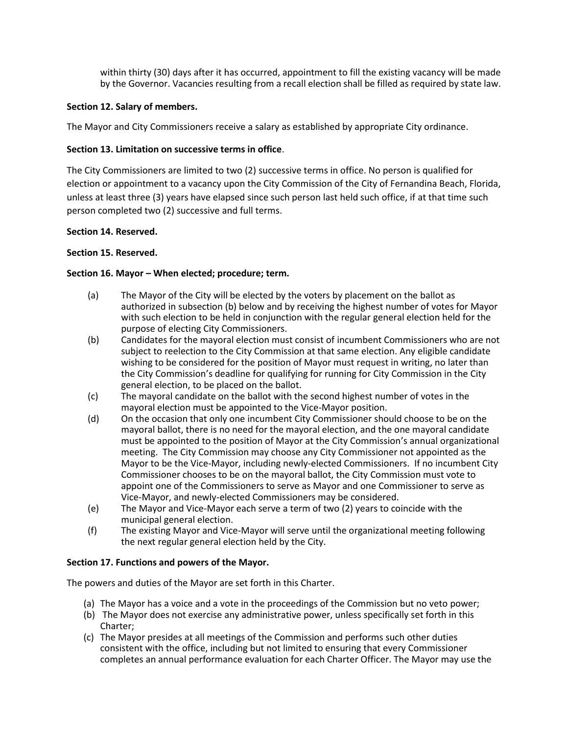within thirty (30) days after it has occurred, appointment to fill the existing vacancy will be made by the Governor. Vacancies resulting from a recall election shall be filled as required by state law.

**Section 12. Salary of members.**

The Mayor and City Commissioners receive a salary as established by appropriate City ordinance.

**Section 13. Limitation on successive terms in office**.

The City Commissioners are limited to two (2) successive terms in office. No person is qualified for election or appointment to a vacancy upon the City Commission of the City of Fernandina Beach, Florida, unless at least three (3) years have elapsed since such person last held such office, if at that time such person completed two (2) successive and full terms.

**Section 14. Reserved.**

**Section 15. Reserved.**

**Section 16. Mayor – When elected; procedure; term.**

(a) The Mayor of the City will be elected by the voters by placement on the ballot as authorized in subsection (b) below and by receiving the highest number of votes for Mayor with such election to be held in conjunction with the regular general election held for the purpose of electing City Commissioners.

(b) Candidates for the mayoral election must consist of incumbent Commissioners who are not subject to reelection to the City Commission at that same election. Any eligible candidate wishing to be considered for the position of Mayor must request in writing, no later than the City Commission's deadline for qualifying for running for City Commission in the City general election, to be placed on the ballot.

(c) The mayoral candidate on the ballot with the second highest number of votes in the mayoral election must be appointed to the Vice-Mayor position.

(d) On the occasion that only one incumbent City Commissioner should choose to be on the mayoral ballot, there is no need for the mayoral election, and the one mayoral candidate must be appointed to the position of Mayor at the City Commission's annual organizational meeting. The City Commission may choose any City Commissioner not appointed as the Mayor to be the Vice-Mayor, including newly-elected Commissioners. If no incumbent City Commissioner chooses to be on the mayoral ballot, the City Commission must vote to appoint one of the Commissioners to serve as Mayor and one Commissioner to serve as Vice-Mayor, and newly-elected Commissioners may be considered.

(e) The Mayor and Vice-Mayor each serve a term of two (2) years to coincide with the municipal general election.

(f) The existing Mayor and Vice-Mayor will serve until the organizational meeting following the next regular general election held by the City.

**Section 17. Functions and powers of the Mayor.**

The powers and duties of the Mayor are set forth in this Charter.

(a) The Mayor has a voice and a vote in the proceedings of the Commission but no veto power;

(b) The Mayor does not exercise any administrative power, unless specifically set forth in this Charter;

(c) The Mayor presides at all meetings of the Commission and performs such other duties consistent with the office, including but not limited to ensuring that every Commissioner completes an annual performance evaluation for each Charter Officer. The Mayor may use the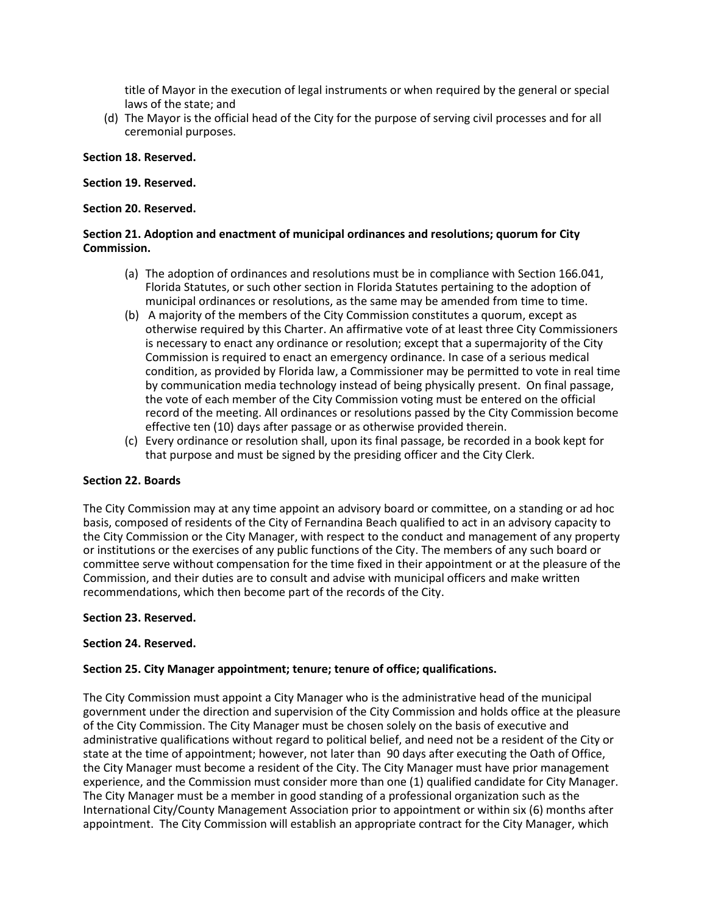title of Mayor in the execution of legal instruments or when required by the general or special laws of the state; and

(d) The Mayor is the official head of the City for the purpose of serving civil processes and for all ceremonial purposes.

**Section 18. Reserved.**

**Section 19. Reserved.**

**Section 20. Reserved.**

**Section 21. Adoption and enactment of municipal ordinances and resolutions; quorum for City Commission.**

(a) The adoption of ordinances and resolutions must be in compliance with Section 166.041, Florida Statutes, or such other section in Florida Statutes pertaining to the adoption of municipal ordinances or resolutions, as the same may be amended from time to time.

(b) A majority of the members of the City Commission constitutes a quorum, except as otherwise required by this Charter. An affirmative vote of at least three City Commissioners is necessary to enact any ordinance or resolution; except that a supermajority of the City Commission is required to enact an emergency ordinance. In case of a serious medical condition, as provided by Florida law, a Commissioner may be permitted to vote in real time by communication media technology instead of being physically present. On final passage, the vote of each member of the City Commission voting must be entered on the official record of the meeting. All ordinances or resolutions passed by the City Commission become effective ten (10) days after passage or as otherwise provided therein.

(c) Every ordinance or resolution shall, upon its final passage, be recorded in a book kept for that purpose and must be signed by the presiding officer and the City Clerk.

**Section 22. Boards**

The City Commission may at any time appoint an advisory board or committee, on a standing or ad hoc basis, composed of residents of the City of Fernandina Beach qualified to act in an advisory capacity to the City Commission or the City Manager, with respect to the conduct and management of any property or institutions or the exercises of any public functions of the City. The members of any such board or committee serve without compensation for the time fixed in their appointment or at the pleasure of the Commission, and their duties are to consult and advise with municipal officers and make written recommendations, which then become part of the records of the City.

**Section 23. Reserved.**

**Section 24. Reserved.**

**Section 25. City Manager appointment; tenure; tenure of office; qualifications.**

The City Commission must appoint a City Manager who is the administrative head of the municipal government under the direction and supervision of the City Commission and holds office at the pleasure of the City Commission. The City Manager must be chosen solely on the basis of executive and administrative qualifications without regard to political belief, and need not be a resident of the City or state at the time of appointment; however, not later than 90 days after executing the Oath of Office, the City Manager must become a resident of the City. The City Manager must have prior management experience, and the Commission must consider more than one (1) qualified candidate for City Manager. The City Manager must be a member in good standing of a professional organization such as the International City/County Management Association prior to appointment or within six (6) months after appointment. The City Commission will establish an appropriate contract for the City Manager, which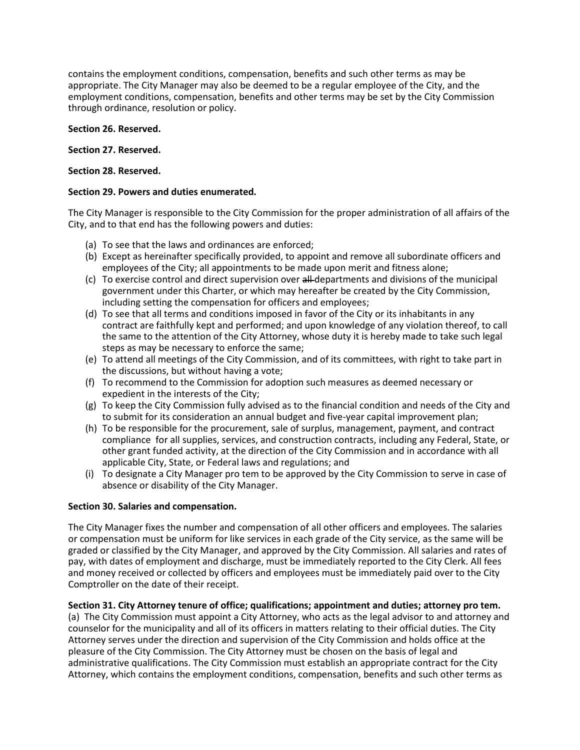contains the employment conditions, compensation, benefits and such other terms as may be appropriate. The City Manager may also be deemed to be a regular employee of the City, and the employment conditions, compensation, benefits and other terms may be set by the City Commission through ordinance, resolution or policy.

**Section 26. Reserved.**

**Section 27. Reserved.**

**Section 28. Reserved.**

**Section 29. Powers and duties enumerated.**

The City Manager is responsible to the City Commission for the proper administration of all affairs of the City, and to that end has the following powers and duties:

(a) To see that the laws and ordinances are enforced;
(b) Except as hereinafter specifically provided, to appoint and remove all subordinate officers and employees of the City; all appointments to be made upon merit and fitness alone;
(c) To exercise control and direct supervision over ~~all~~ departments and divisions of the municipal government under this Charter, or which may hereafter be created by the City Commission, including setting the compensation for officers and employees;
(d) To see that all terms and conditions imposed in favor of the City or its inhabitants in any contract are faithfully kept and performed; and upon knowledge of any violation thereof, to call the same to the attention of the City Attorney, whose duty it is hereby made to take such legal steps as may be necessary to enforce the same;
(e) To attend all meetings of the City Commission, and of its committees, with right to take part in the discussions, but without having a vote;
(f) To recommend to the Commission for adoption such measures as deemed necessary or expedient in the interests of the City;
(g) To keep the City Commission fully advised as to the financial condition and needs of the City and to submit for its consideration an annual budget and five-year capital improvement plan;
(h) To be responsible for the procurement, sale of surplus, management, payment, and contract compliance for all supplies, services, and construction contracts, including any Federal, State, or other grant funded activity, at the direction of the City Commission and in accordance with all applicable City, State, or Federal laws and regulations; and
(i) To designate a City Manager pro tem to be approved by the City Commission to serve in case of absence or disability of the City Manager.

**Section 30. Salaries and compensation.**

The City Manager fixes the number and compensation of all other officers and employees. The salaries or compensation must be uniform for like services in each grade of the City service, as the same will be graded or classified by the City Manager, and approved by the City Commission. All salaries and rates of pay, with dates of employment and discharge, must be immediately reported to the City Clerk. All fees and money received or collected by officers and employees must be immediately paid over to the City Comptroller on the date of their receipt.

**Section 31. City Attorney tenure of office; qualifications; appointment and duties; attorney pro tem.**

(a) The City Commission must appoint a City Attorney, who acts as the legal advisor to and attorney and counselor for the municipality and all of its officers in matters relating to their official duties. The City Attorney serves under the direction and supervision of the City Commission and holds office at the pleasure of the City Commission. The City Attorney must be chosen on the basis of legal and administrative qualifications. The City Commission must establish an appropriate contract for the City Attorney, which contains the employment conditions, compensation, benefits and such other terms as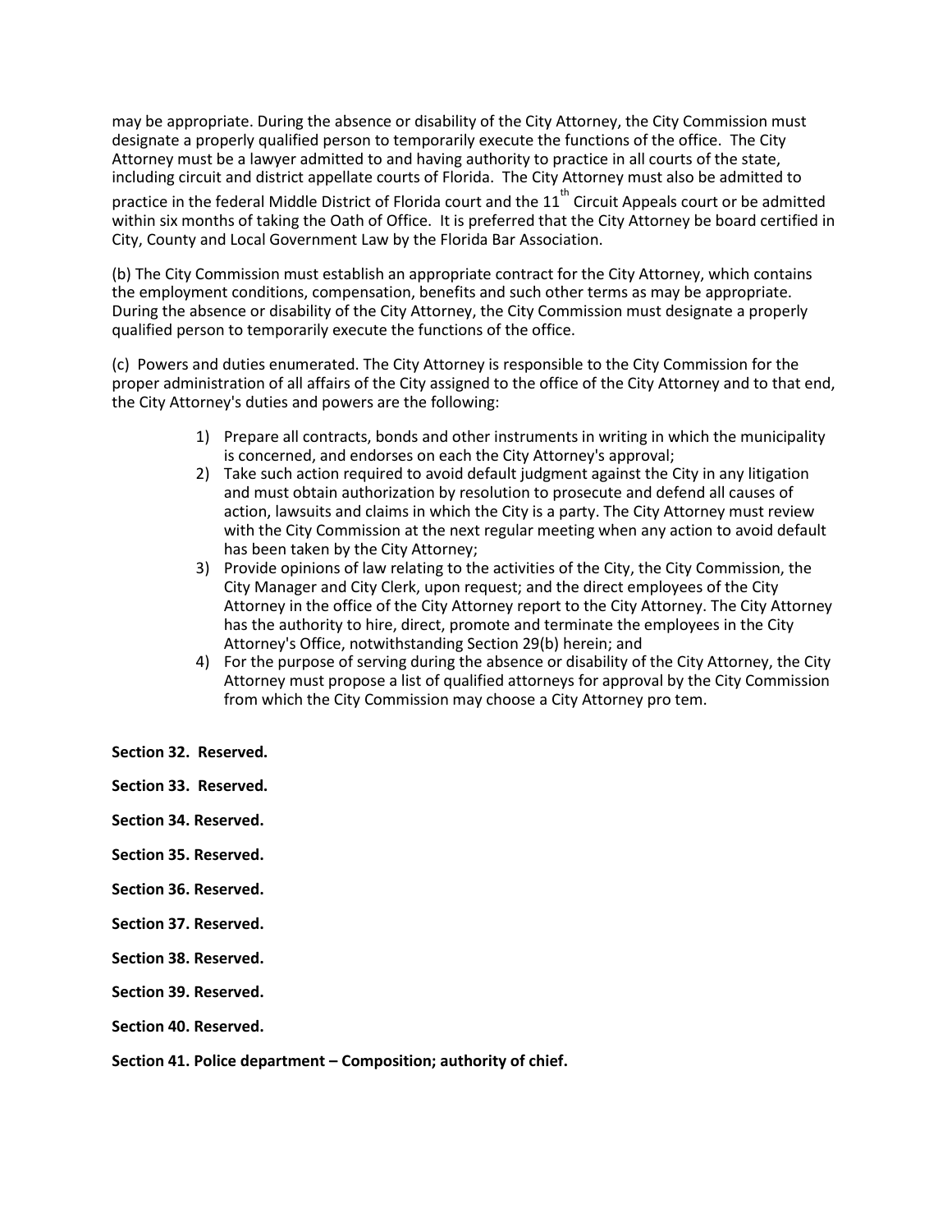may be appropriate. During the absence or disability of the City Attorney, the City Commission must designate a properly qualified person to temporarily execute the functions of the office. The City Attorney must be a lawyer admitted to and having authority to practice in all courts of the state, including circuit and district appellate courts of Florida. The City Attorney must also be admitted to practice in the federal Middle District of Florida court and the 11th Circuit Appeals court or be admitted within six months of taking the Oath of Office. It is preferred that the City Attorney be board certified in City, County and Local Government Law by the Florida Bar Association.

(b) The City Commission must establish an appropriate contract for the City Attorney, which contains the employment conditions, compensation, benefits and such other terms as may be appropriate. During the absence or disability of the City Attorney, the City Commission must designate a properly qualified person to temporarily execute the functions of the office.

(c) Powers and duties enumerated. The City Attorney is responsible to the City Commission for the proper administration of all affairs of the City assigned to the office of the City Attorney and to that end, the City Attorney's duties and powers are the following:

1) Prepare all contracts, bonds and other instruments in writing in which the municipality is concerned, and endorses on each the City Attorney's approval;
2) Take such action required to avoid default judgment against the City in any litigation and must obtain authorization by resolution to prosecute and defend all causes of action, lawsuits and claims in which the City is a party. The City Attorney must review with the City Commission at the next regular meeting when any action to avoid default has been taken by the City Attorney;
3) Provide opinions of law relating to the activities of the City, the City Commission, the City Manager and City Clerk, upon request; and the direct employees of the City Attorney in the office of the City Attorney report to the City Attorney. The City Attorney has the authority to hire, direct, promote and terminate the employees in the City Attorney's Office, notwithstanding Section 29(b) herein; and
4) For the purpose of serving during the absence or disability of the City Attorney, the City Attorney must propose a list of qualified attorneys for approval by the City Commission from which the City Commission may choose a City Attorney pro tem.

**Section 32. Reserved.**

**Section 33. Reserved.**

**Section 34. Reserved.**

**Section 35. Reserved.**

**Section 36. Reserved.**

**Section 37. Reserved.**

**Section 38. Reserved.**

**Section 39. Reserved.**

**Section 40. Reserved.**

**Section 41. Police department – Composition; authority of chief.**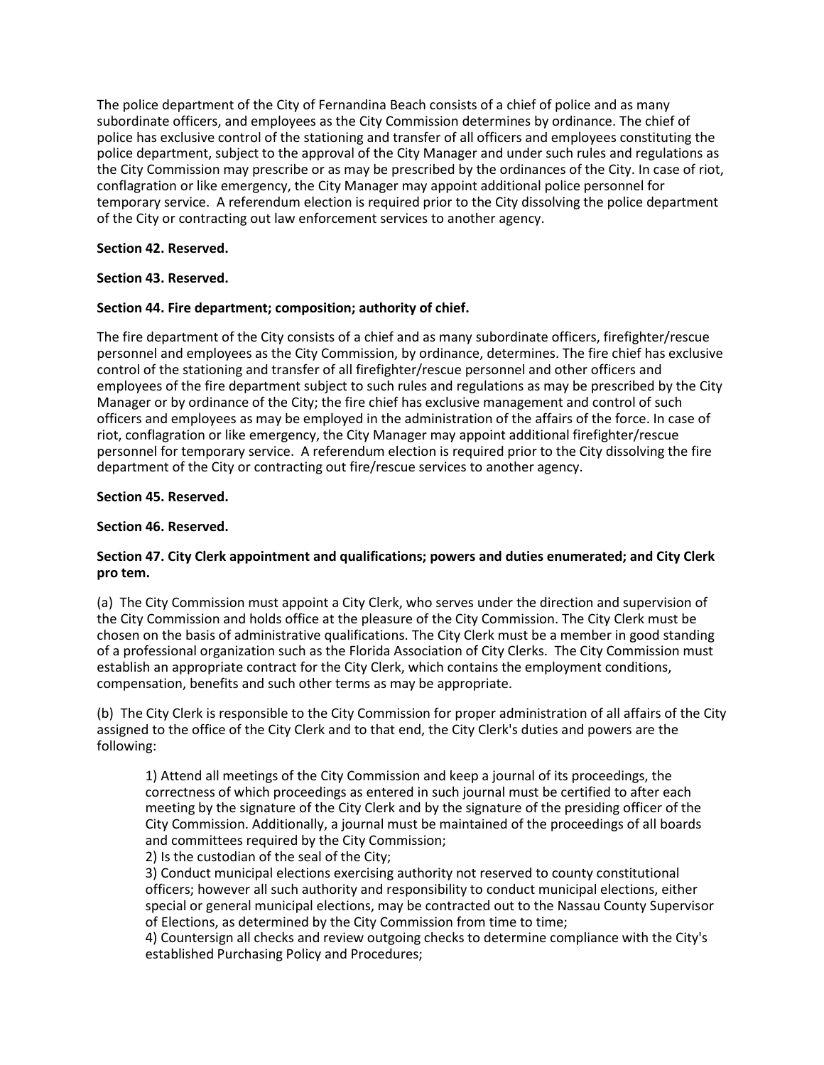The police department of the City of Fernandina Beach consists of a chief of police and as many subordinate officers, and employees as the City Commission determines by ordinance. The chief of police has exclusive control of the stationing and transfer of all officers and employees constituting the police department, subject to the approval of the City Manager and under such rules and regulations as the City Commission may prescribe or as may be prescribed by the ordinances of the City. In case of riot, conflagration or like emergency, the City Manager may appoint additional police personnel for temporary service. A referendum election is required prior to the City dissolving the police department of the City or contracting out law enforcement services to another agency.

**Section 42. Reserved.**

**Section 43. Reserved.**

**Section 44. Fire department; composition; authority of chief.**

The fire department of the City consists of a chief and as many subordinate officers, firefighter/rescue personnel and employees as the City Commission, by ordinance, determines. The fire chief has exclusive control of the stationing and transfer of all firefighter/rescue personnel and other officers and employees of the fire department subject to such rules and regulations as may be prescribed by the City Manager or by ordinance of the City; the fire chief has exclusive management and control of such officers and employees as may be employed in the administration of the affairs of the force. In case of riot, conflagration or like emergency, the City Manager may appoint additional firefighter/rescue personnel for temporary service. A referendum election is required prior to the City dissolving the fire department of the City or contracting out fire/rescue services to another agency.

**Section 45. Reserved.**

**Section 46. Reserved.**

**Section 47. City Clerk appointment and qualifications; powers and duties enumerated; and City Clerk pro tem.**

(a) The City Commission must appoint a City Clerk, who serves under the direction and supervision of the City Commission and holds office at the pleasure of the City Commission. The City Clerk must be chosen on the basis of administrative qualifications. The City Clerk must be a member in good standing of a professional organization such as the Florida Association of City Clerks. The City Commission must establish an appropriate contract for the City Clerk, which contains the employment conditions, compensation, benefits and such other terms as may be appropriate.

(b) The City Clerk is responsible to the City Commission for proper administration of all affairs of the City assigned to the office of the City Clerk and to that end, the City Clerk's duties and powers are the following:

1) Attend all meetings of the City Commission and keep a journal of its proceedings, the correctness of which proceedings as entered in such journal must be certified to after each meeting by the signature of the City Clerk and by the signature of the presiding officer of the City Commission. Additionally, a journal must be maintained of the proceedings of all boards and committees required by the City Commission;
2) Is the custodian of the seal of the City;
3) Conduct municipal elections exercising authority not reserved to county constitutional officers; however all such authority and responsibility to conduct municipal elections, either special or general municipal elections, may be contracted out to the Nassau County Supervisor of Elections, as determined by the City Commission from time to time;
4) Countersign all checks and review outgoing checks to determine compliance with the City's established Purchasing Policy and Procedures;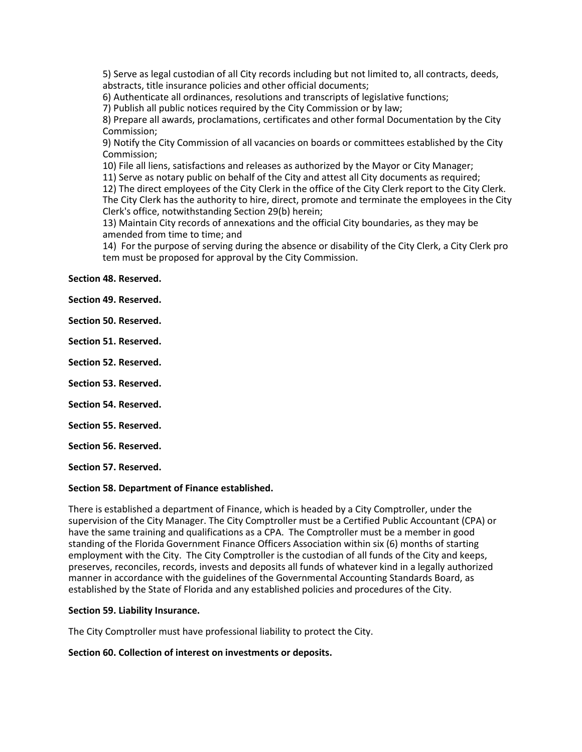5) Serve as legal custodian of all City records including but not limited to, all contracts, deeds, abstracts, title insurance policies and other official documents;

6) Authenticate all ordinances, resolutions and transcripts of legislative functions;

7) Publish all public notices required by the City Commission or by law;

8) Prepare all awards, proclamations, certificates and other formal Documentation by the City Commission;

9) Notify the City Commission of all vacancies on boards or committees established by the City Commission;

10) File all liens, satisfactions and releases as authorized by the Mayor or City Manager;

11) Serve as notary public on behalf of the City and attest all City documents as required;

12) The direct employees of the City Clerk in the office of the City Clerk report to the City Clerk. The City Clerk has the authority to hire, direct, promote and terminate the employees in the City Clerk's office, notwithstanding Section 29(b) herein;

13) Maintain City records of annexations and the official City boundaries, as they may be amended from time to time; and

14) For the purpose of serving during the absence or disability of the City Clerk, a City Clerk pro tem must be proposed for approval by the City Commission.

**Section 48. Reserved.**

**Section 49. Reserved.**

**Section 50. Reserved.**

**Section 51. Reserved.**

**Section 52. Reserved.**

**Section 53. Reserved.**

**Section 54. Reserved.**

**Section 55. Reserved.**

**Section 56. Reserved.**

**Section 57. Reserved.**

**Section 58. Department of Finance established.**

There is established a department of Finance, which is headed by a City Comptroller, under the supervision of the City Manager. The City Comptroller must be a Certified Public Accountant (CPA) or have the same training and qualifications as a CPA. The Comptroller must be a member in good standing of the Florida Government Finance Officers Association within six (6) months of starting employment with the City. The City Comptroller is the custodian of all funds of the City and keeps, preserves, reconciles, records, invests and deposits all funds of whatever kind in a legally authorized manner in accordance with the guidelines of the Governmental Accounting Standards Board, as established by the State of Florida and any established policies and procedures of the City.

**Section 59. Liability Insurance.**

The City Comptroller must have professional liability to protect the City.

**Section 60. Collection of interest on investments or deposits.**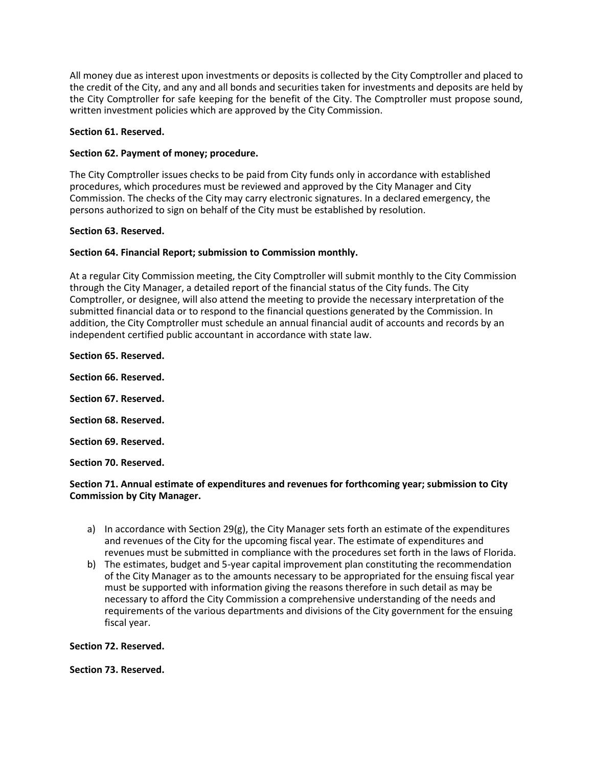All money due as interest upon investments or deposits is collected by the City Comptroller and placed to the credit of the City, and any and all bonds and securities taken for investments and deposits are held by the City Comptroller for safe keeping for the benefit of the City. The Comptroller must propose sound, written investment policies which are approved by the City Commission.

**Section 61. Reserved.**

**Section 62. Payment of money; procedure.**

The City Comptroller issues checks to be paid from City funds only in accordance with established procedures, which procedures must be reviewed and approved by the City Manager and City Commission. The checks of the City may carry electronic signatures. In a declared emergency, the persons authorized to sign on behalf of the City must be established by resolution.

**Section 63. Reserved.**

**Section 64. Financial Report; submission to Commission monthly.**

At a regular City Commission meeting, the City Comptroller will submit monthly to the City Commission through the City Manager, a detailed report of the financial status of the City funds. The City Comptroller, or designee, will also attend the meeting to provide the necessary interpretation of the submitted financial data or to respond to the financial questions generated by the Commission. In addition, the City Comptroller must schedule an annual financial audit of accounts and records by an independent certified public accountant in accordance with state law.

**Section 65. Reserved.**

**Section 66. Reserved.**

**Section 67. Reserved.**

**Section 68. Reserved.**

**Section 69. Reserved.**

**Section 70. Reserved.**

**Section 71. Annual estimate of expenditures and revenues for forthcoming year; submission to City Commission by City Manager.**

a) In accordance with Section 29(g), the City Manager sets forth an estimate of the expenditures and revenues of the City for the upcoming fiscal year. The estimate of expenditures and revenues must be submitted in compliance with the procedures set forth in the laws of Florida.
b) The estimates, budget and 5-year capital improvement plan constituting the recommendation of the City Manager as to the amounts necessary to be appropriated for the ensuing fiscal year must be supported with information giving the reasons therefore in such detail as may be necessary to afford the City Commission a comprehensive understanding of the needs and requirements of the various departments and divisions of the City government for the ensuing fiscal year.

**Section 72. Reserved.**

**Section 73. Reserved.**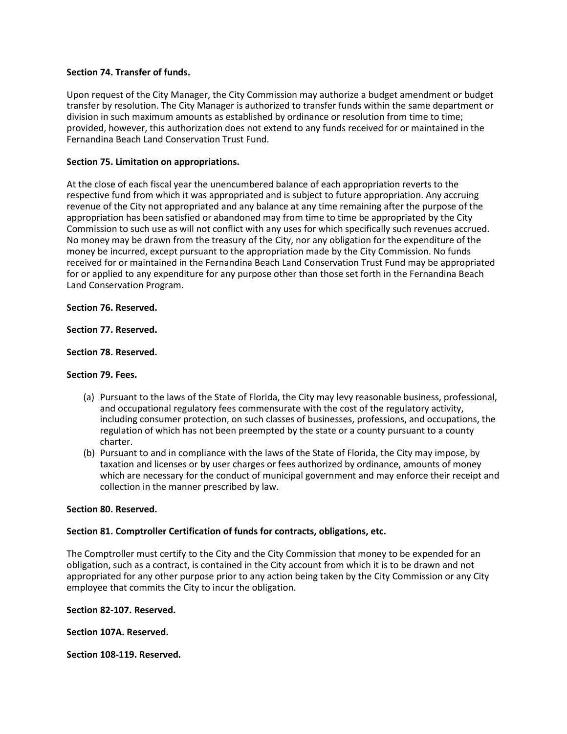**Section 74. Transfer of funds.**

Upon request of the City Manager, the City Commission may authorize a budget amendment or budget transfer by resolution. The City Manager is authorized to transfer funds within the same department or division in such maximum amounts as established by ordinance or resolution from time to time; provided, however, this authorization does not extend to any funds received for or maintained in the Fernandina Beach Land Conservation Trust Fund.

**Section 75. Limitation on appropriations.**

At the close of each fiscal year the unencumbered balance of each appropriation reverts to the respective fund from which it was appropriated and is subject to future appropriation. Any accruing revenue of the City not appropriated and any balance at any time remaining after the purpose of the appropriation has been satisfied or abandoned may from time to time be appropriated by the City Commission to such use as will not conflict with any uses for which specifically such revenues accrued. No money may be drawn from the treasury of the City, nor any obligation for the expenditure of the money be incurred, except pursuant to the appropriation made by the City Commission. No funds received for or maintained in the Fernandina Beach Land Conservation Trust Fund may be appropriated for or applied to any expenditure for any purpose other than those set forth in the Fernandina Beach Land Conservation Program.

**Section 76. Reserved.**

**Section 77. Reserved.**

**Section 78. Reserved.**

**Section 79. Fees.**

(a) Pursuant to the laws of the State of Florida, the City may levy reasonable business, professional, and occupational regulatory fees commensurate with the cost of the regulatory activity, including consumer protection, on such classes of businesses, professions, and occupations, the regulation of which has not been preempted by the state or a county pursuant to a county charter.

(b) Pursuant to and in compliance with the laws of the State of Florida, the City may impose, by taxation and licenses or by user charges or fees authorized by ordinance, amounts of money which are necessary for the conduct of municipal government and may enforce their receipt and collection in the manner prescribed by law.

**Section 80. Reserved.**

**Section 81. Comptroller Certification of funds for contracts, obligations, etc.**

The Comptroller must certify to the City and the City Commission that money to be expended for an obligation, such as a contract, is contained in the City account from which it is to be drawn and not appropriated for any other purpose prior to any action being taken by the City Commission or any City employee that commits the City to incur the obligation.

**Section 82-107. Reserved.**

**Section 107A. Reserved.**

**Section 108-119. Reserved.**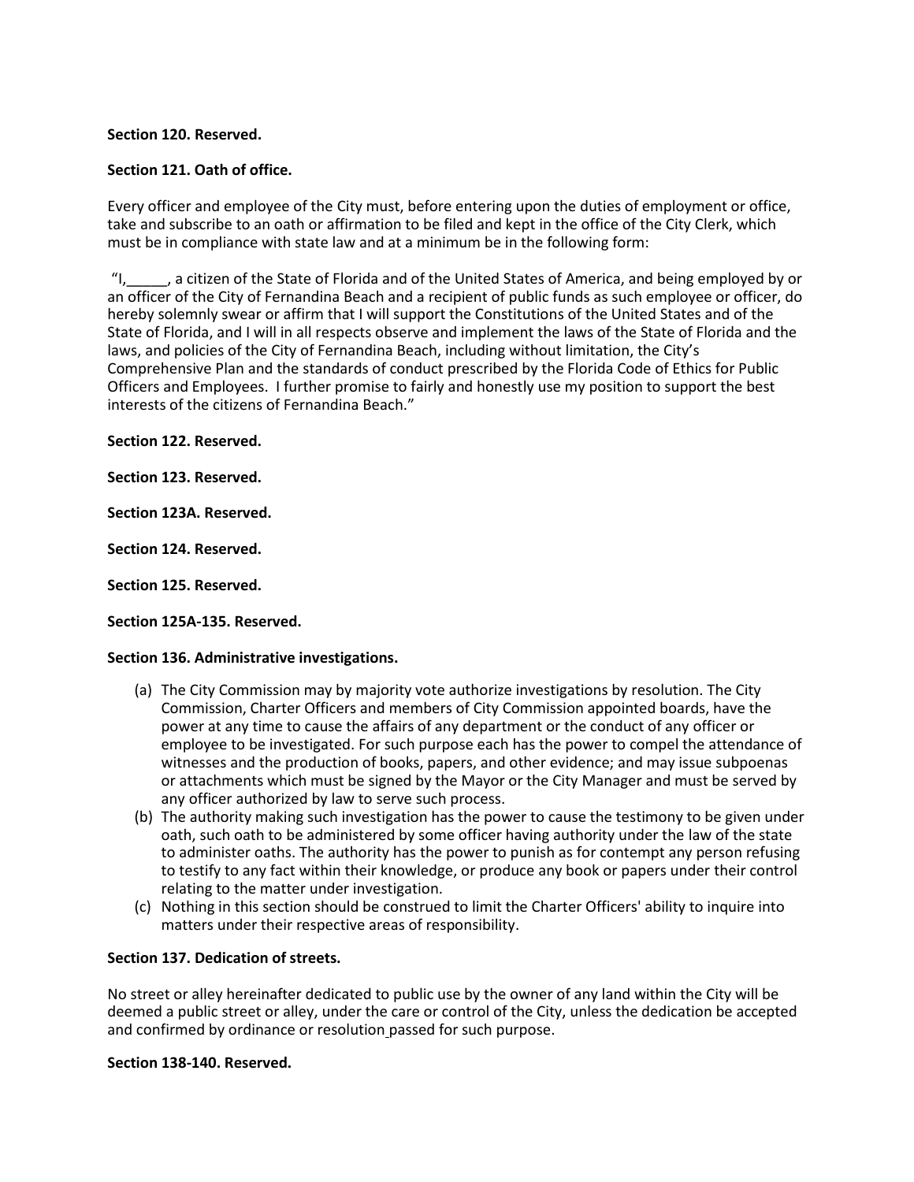**Section 120. Reserved.**

**Section 121. Oath of office.**

Every officer and employee of the City must, before entering upon the duties of employment or office, take and subscribe to an oath or affirmation to be filed and kept in the office of the City Clerk, which must be in compliance with state law and at a minimum be in the following form:

"I,_____, a citizen of the State of Florida and of the United States of America, and being employed by or an officer of the City of Fernandina Beach and a recipient of public funds as such employee or officer, do hereby solemnly swear or affirm that I will support the Constitutions of the United States and of the State of Florida, and I will in all respects observe and implement the laws of the State of Florida and the laws, and policies of the City of Fernandina Beach, including without limitation, the City's Comprehensive Plan and the standards of conduct prescribed by the Florida Code of Ethics for Public Officers and Employees. I further promise to fairly and honestly use my position to support the best interests of the citizens of Fernandina Beach."

**Section 122. Reserved.**

**Section 123. Reserved.**

**Section 123A. Reserved.**

**Section 124. Reserved.**

**Section 125. Reserved.**

**Section 125A-135. Reserved.**

**Section 136. Administrative investigations.**

(a) The City Commission may by majority vote authorize investigations by resolution. The City Commission, Charter Officers and members of City Commission appointed boards, have the power at any time to cause the affairs of any department or the conduct of any officer or employee to be investigated. For such purpose each has the power to compel the attendance of witnesses and the production of books, papers, and other evidence; and may issue subpoenas or attachments which must be signed by the Mayor or the City Manager and must be served by any officer authorized by law to serve such process.

(b) The authority making such investigation has the power to cause the testimony to be given under oath, such oath to be administered by some officer having authority under the law of the state to administer oaths. The authority has the power to punish as for contempt any person refusing to testify to any fact within their knowledge, or produce any book or papers under their control relating to the matter under investigation.

(c) Nothing in this section should be construed to limit the Charter Officers' ability to inquire into matters under their respective areas of responsibility.

**Section 137. Dedication of streets.**

No street or alley hereinafter dedicated to public use by the owner of any land within the City will be deemed a public street or alley, under the care or control of the City, unless the dedication be accepted and confirmed by ordinance or resolution passed for such purpose.

**Section 138-140. Reserved.**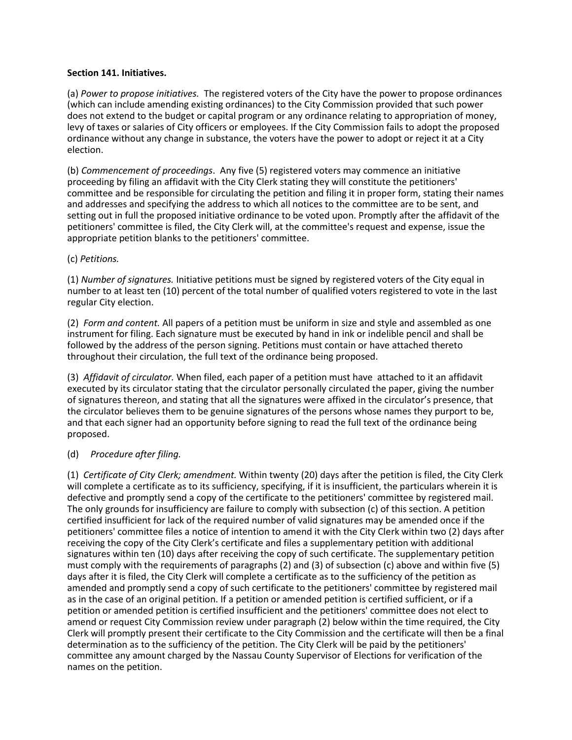**Section 141. Initiatives.**

(a) *Power to propose initiatives.* The registered voters of the City have the power to propose ordinances (which can include amending existing ordinances) to the City Commission provided that such power does not extend to the budget or capital program or any ordinance relating to appropriation of money, levy of taxes or salaries of City officers or employees. If the City Commission fails to adopt the proposed ordinance without any change in substance, the voters have the power to adopt or reject it at a City election.

(b) *Commencement of proceedings*. Any five (5) registered voters may commence an initiative proceeding by filing an affidavit with the City Clerk stating they will constitute the petitioners' committee and be responsible for circulating the petition and filing it in proper form, stating their names and addresses and specifying the address to which all notices to the committee are to be sent, and setting out in full the proposed initiative ordinance to be voted upon. Promptly after the affidavit of the petitioners' committee is filed, the City Clerk will, at the committee's request and expense, issue the appropriate petition blanks to the petitioners' committee.

(c) *Petitions.*

(1) *Number of signatures.* Initiative petitions must be signed by registered voters of the City equal in number to at least ten (10) percent of the total number of qualified voters registered to vote in the last regular City election.

(2) *Form and content.* All papers of a petition must be uniform in size and style and assembled as one instrument for filing. Each signature must be executed by hand in ink or indelible pencil and shall be followed by the address of the person signing. Petitions must contain or have attached thereto throughout their circulation, the full text of the ordinance being proposed.

(3) *Affidavit of circulator.* When filed, each paper of a petition must have attached to it an affidavit executed by its circulator stating that the circulator personally circulated the paper, giving the number of signatures thereon, and stating that all the signatures were affixed in the circulator's presence, that the circulator believes them to be genuine signatures of the persons whose names they purport to be, and that each signer had an opportunity before signing to read the full text of the ordinance being proposed.

(d) *Procedure after filing.*

(1) *Certificate of City Clerk; amendment.* Within twenty (20) days after the petition is filed, the City Clerk will complete a certificate as to its sufficiency, specifying, if it is insufficient, the particulars wherein it is defective and promptly send a copy of the certificate to the petitioners' committee by registered mail. The only grounds for insufficiency are failure to comply with subsection (c) of this section. A petition certified insufficient for lack of the required number of valid signatures may be amended once if the petitioners' committee files a notice of intention to amend it with the City Clerk within two (2) days after receiving the copy of the City Clerk's certificate and files a supplementary petition with additional signatures within ten (10) days after receiving the copy of such certificate. The supplementary petition must comply with the requirements of paragraphs (2) and (3) of subsection (c) above and within five (5) days after it is filed, the City Clerk will complete a certificate as to the sufficiency of the petition as amended and promptly send a copy of such certificate to the petitioners' committee by registered mail as in the case of an original petition. If a petition or amended petition is certified sufficient, or if a petition or amended petition is certified insufficient and the petitioners' committee does not elect to amend or request City Commission review under paragraph (2) below within the time required, the City Clerk will promptly present their certificate to the City Commission and the certificate will then be a final determination as to the sufficiency of the petition. The City Clerk will be paid by the petitioners' committee any amount charged by the Nassau County Supervisor of Elections for verification of the names on the petition.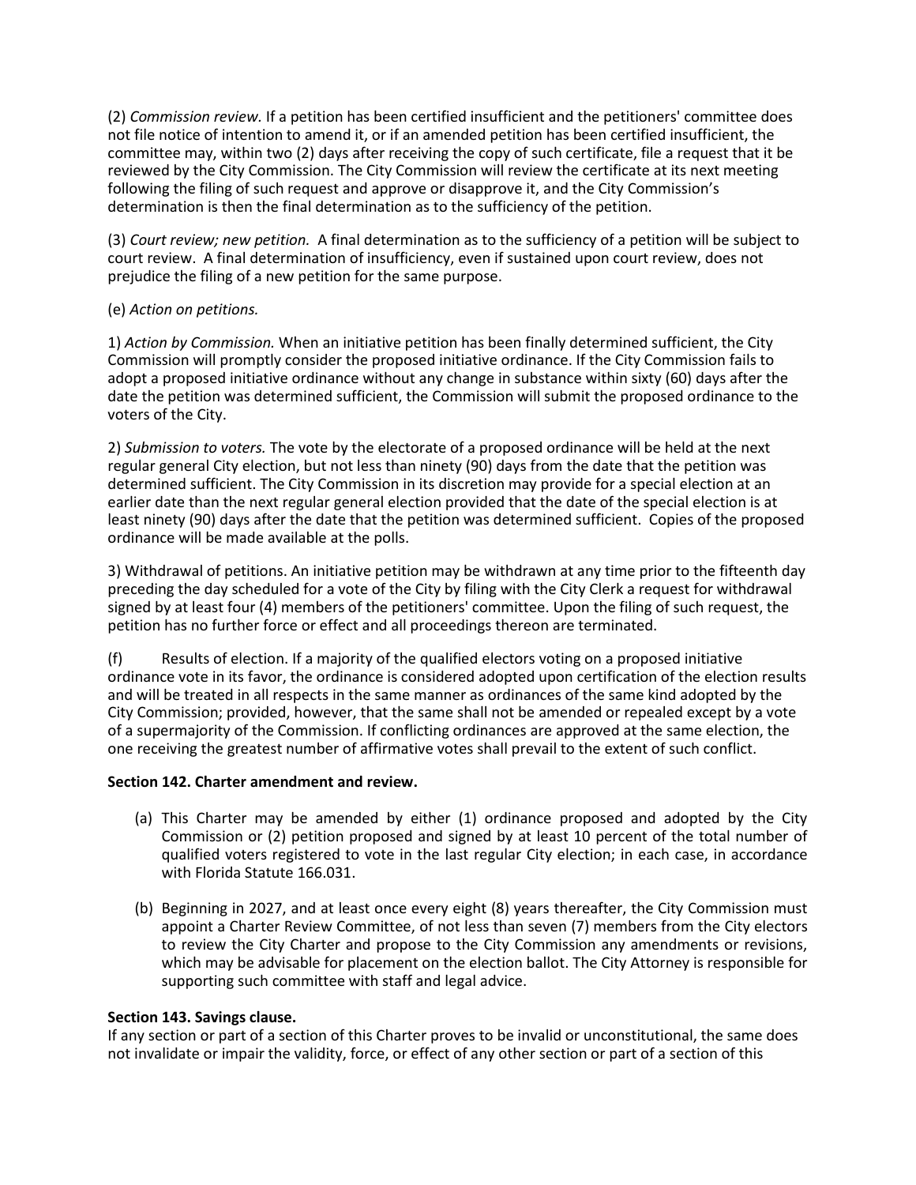(2) *Commission review.* If a petition has been certified insufficient and the petitioners' committee does not file notice of intention to amend it, or if an amended petition has been certified insufficient, the committee may, within two (2) days after receiving the copy of such certificate, file a request that it be reviewed by the City Commission. The City Commission will review the certificate at its next meeting following the filing of such request and approve or disapprove it, and the City Commission's determination is then the final determination as to the sufficiency of the petition.

(3) *Court review; new petition.* A final determination as to the sufficiency of a petition will be subject to court review. A final determination of insufficiency, even if sustained upon court review, does not prejudice the filing of a new petition for the same purpose.

(e) *Action on petitions.*

1) *Action by Commission.* When an initiative petition has been finally determined sufficient, the City Commission will promptly consider the proposed initiative ordinance. If the City Commission fails to adopt a proposed initiative ordinance without any change in substance within sixty (60) days after the date the petition was determined sufficient, the Commission will submit the proposed ordinance to the voters of the City.

2) *Submission to voters.* The vote by the electorate of a proposed ordinance will be held at the next regular general City election, but not less than ninety (90) days from the date that the petition was determined sufficient. The City Commission in its discretion may provide for a special election at an earlier date than the next regular general election provided that the date of the special election is at least ninety (90) days after the date that the petition was determined sufficient. Copies of the proposed ordinance will be made available at the polls.

3) Withdrawal of petitions. An initiative petition may be withdrawn at any time prior to the fifteenth day preceding the day scheduled for a vote of the City by filing with the City Clerk a request for withdrawal signed by at least four (4) members of the petitioners' committee. Upon the filing of such request, the petition has no further force or effect and all proceedings thereon are terminated.

(f) Results of election. If a majority of the qualified electors voting on a proposed initiative ordinance vote in its favor, the ordinance is considered adopted upon certification of the election results and will be treated in all respects in the same manner as ordinances of the same kind adopted by the City Commission; provided, however, that the same shall not be amended or repealed except by a vote of a supermajority of the Commission. If conflicting ordinances are approved at the same election, the one receiving the greatest number of affirmative votes shall prevail to the extent of such conflict.

**Section 142. Charter amendment and review.**

(a) This Charter may be amended by either (1) ordinance proposed and adopted by the City Commission or (2) petition proposed and signed by at least 10 percent of the total number of qualified voters registered to vote in the last regular City election; in each case, in accordance with Florida Statute 166.031.

(b) Beginning in 2027, and at least once every eight (8) years thereafter, the City Commission must appoint a Charter Review Committee, of not less than seven (7) members from the City electors to review the City Charter and propose to the City Commission any amendments or revisions, which may be advisable for placement on the election ballot. The City Attorney is responsible for supporting such committee with staff and legal advice.

**Section 143. Savings clause.**

If any section or part of a section of this Charter proves to be invalid or unconstitutional, the same does not invalidate or impair the validity, force, or effect of any other section or part of a section of this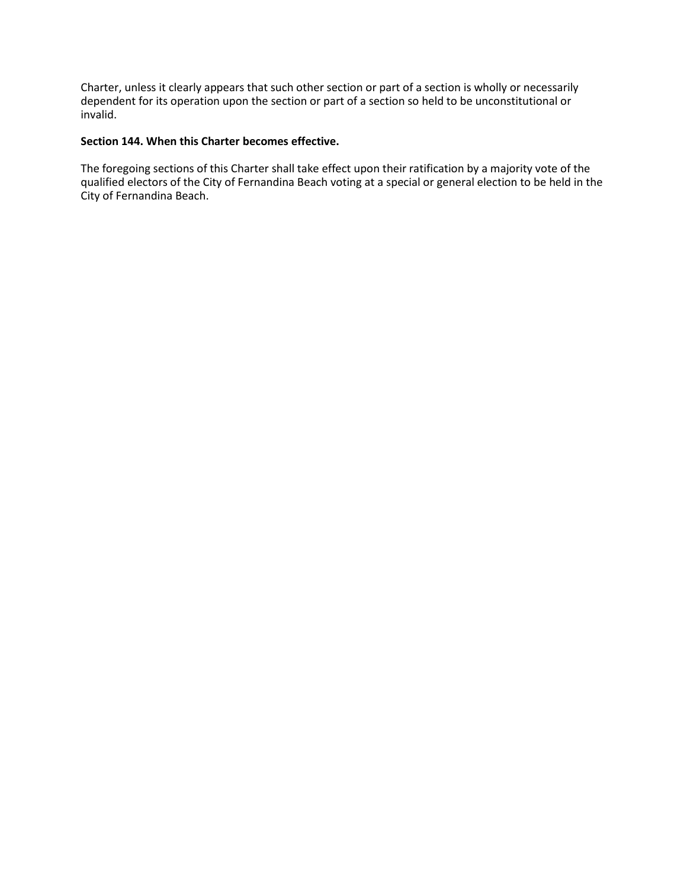Charter, unless it clearly appears that such other section or part of a section is wholly or necessarily dependent for its operation upon the section or part of a section so held to be unconstitutional or invalid.

**Section 144. When this Charter becomes effective.**

The foregoing sections of this Charter shall take effect upon their ratification by a majority vote of the qualified electors of the City of Fernandina Beach voting at a special or general election to be held in the City of Fernandina Beach.